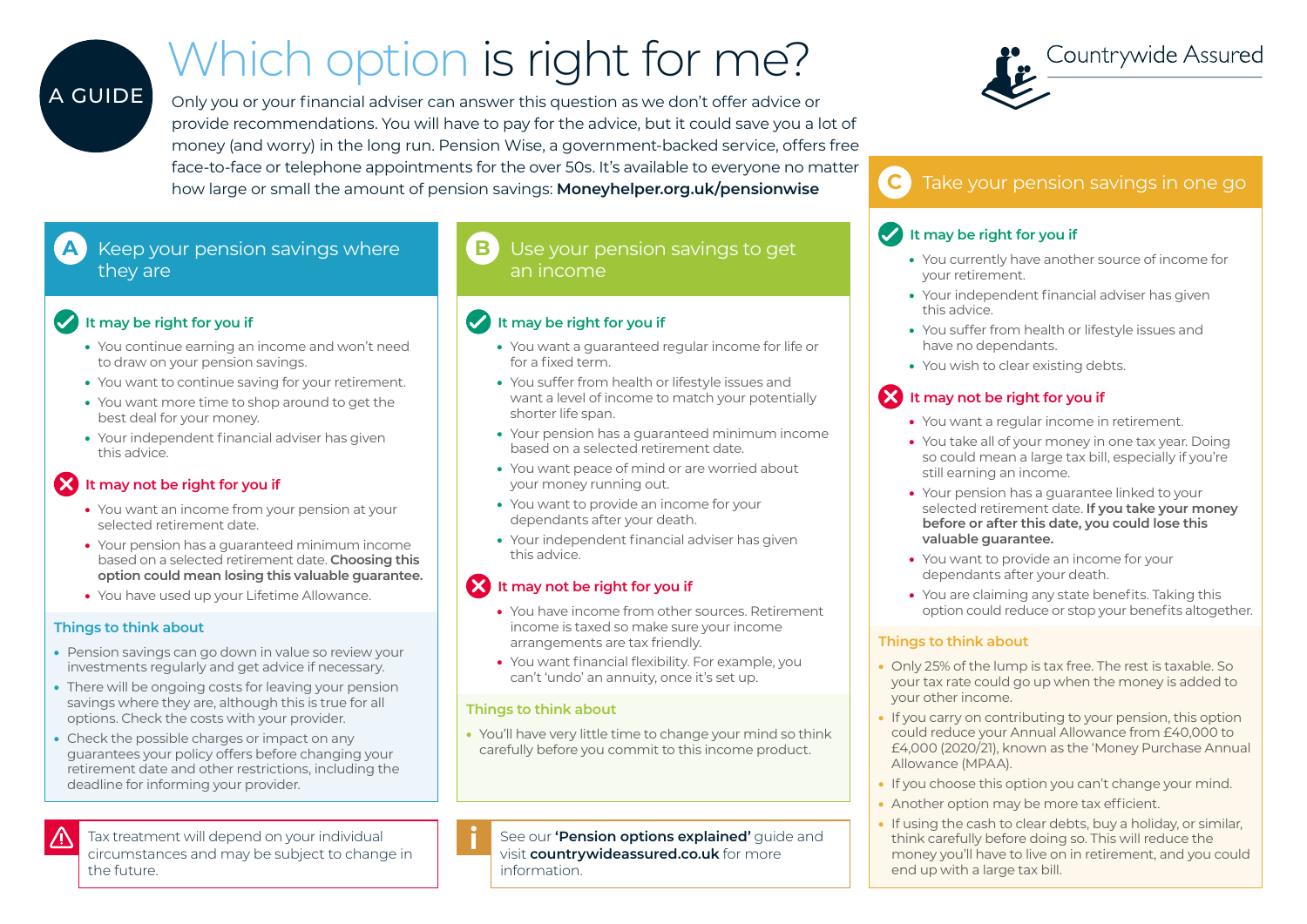# Which option is right for me?

A GUIDE

Countrywide Assured

Only you or your financial adviser can answer this question as we don't offer advice or provide recommendations. You will have to pay for the advice, but it could save you a lot of money (and worry) in the long run. Pension Wise, a government-backed service, offers free face-to-face or telephone appointments for the over 50s. It's available to everyone no matter how large or small the amount of pension savings: **Moneyhelper.org.uk/pensionwise**

## A Keep your pension savings where they are

### It may be right for you if

- You continue earning an income and won't need to draw on your pension savings.
- You want to continue saving for your retirement.
- You want more time to shop around to get the best deal for your money.
- Your independent financial adviser has given this advice.

### It may not be right for you if

- You want an income from your pension at your selected retirement date.
- Your pension has a guaranteed minimum income based on a selected retirement date. **Choosing this option could mean losing this valuable guarantee.**
- You have used up your Lifetime Allowance.

### Things to think about

- Pension savings can go down in value so review your investments regularly and get advice if necessary.
- There will be ongoing costs for leaving your pension savings where they are, although this is true for all options. Check the costs with your provider.
- Check the possible charges or impact on any guarantees your policy offers before changing your retirement date and other restrictions, including the deadline for informing your provider.

Tax treatment will depend on your individual circumstances and may be subject to change in the future.

## B Use your pension savings to get an income

### It may be right for you if

- You want a guaranteed regular income for life or for a fixed term.
- You suffer from health or lifestyle issues and want a level of income to match your potentially shorter life span.
- Your pension has a guaranteed minimum income based on a selected retirement date.
- You want peace of mind or are worried about your money running out.
- You want to provide an income for your dependants after your death.
- Your independent financial adviser has given this advice.

### It may not be right for you if

- You have income from other sources. Retirement income is taxed so make sure your income arrangements are tax friendly.
- You want financial flexibility. For example, you can't 'undo' an annuity, once it's set up.

### Things to think about

- You'll have very little time to change your mind so think carefully before you commit to this income product.

See our **'Pension options explained'** guide and visit **countrywideassured.co.uk** for more information.

## C Take your pension savings in one go

### It may be right for you if

- You currently have another source of income for your retirement.
- Your independent financial adviser has given this advice.
- You suffer from health or lifestyle issues and have no dependants.
- You wish to clear existing debts.

### It may not be right for you if

- You want a regular income in retirement.
- You take all of your money in one tax year. Doing so could mean a large tax bill, especially if you're still earning an income.
- Your pension has a guarantee linked to your selected retirement date. **If you take your money before or after this date, you could lose this valuable guarantee.**
- You want to provide an income for your dependants after your death.
- You are claiming any state benefits. Taking this option could reduce or stop your benefits altogether.

### Things to think about

- Only 25% of the lump is tax free. The rest is taxable. So your tax rate could go up when the money is added to your other income.
- If you carry on contributing to your pension, this option could reduce your Annual Allowance from £40,000 to £4,000 (2020/21), known as the 'Money Purchase Annual Allowance (MPAA).
- If you choose this option you can't change your mind.
- Another option may be more tax efficient.
- If using the cash to clear debts, buy a holiday, or similar, think carefully before doing so. This will reduce the money you'll have to live on in retirement, and you could end up with a large tax bill.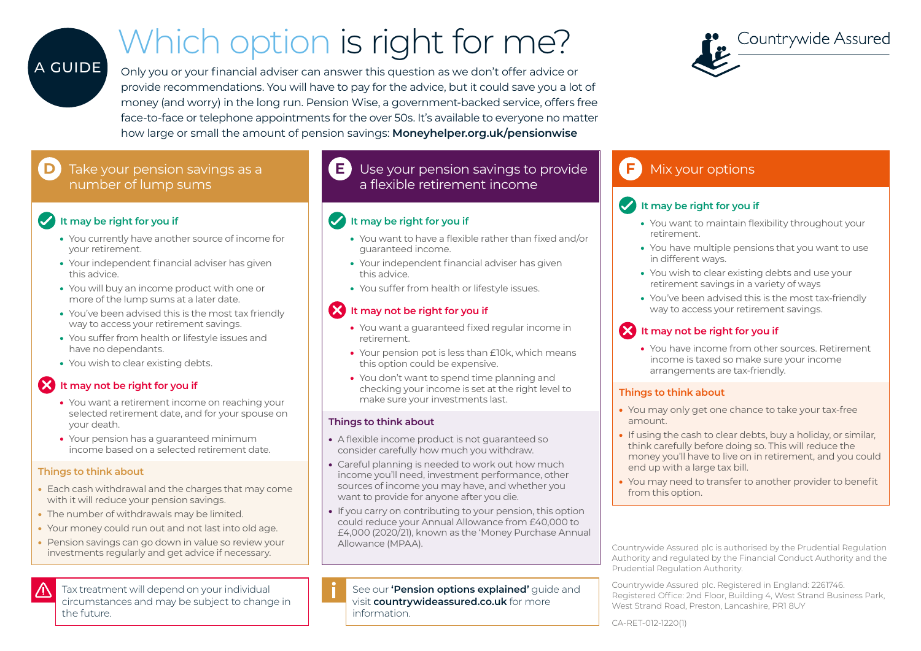A GUIDE

# Which option is right for me?

Only you or your financial adviser can answer this question as we don't offer advice or provide recommendations. You will have to pay for the advice, but it could save you a lot of money (and worry) in the long run. Pension Wise, a government-backed service, offers free face-to-face or telephone appointments for the over 50s. It's available to everyone no matter how large or small the amount of pension savings: **Moneyhelper.org.uk/pensionwise**

Countrywide Assured

## D Take your pension savings as a number of lump sums

### It may be right for you if

- You currently have another source of income for your retirement.
- Your independent financial adviser has given this advice.
- You will buy an income product with one or more of the lump sums at a later date.
- You've been advised this is the most tax friendly way to access your retirement savings.
- You suffer from health or lifestyle issues and have no dependants.
- You wish to clear existing debts.

### It may not be right for you if

- You want a retirement income on reaching your selected retirement date, and for your spouse on your death.
- Your pension has a guaranteed minimum income based on a selected retirement date.

### Things to think about

- Each cash withdrawal and the charges that may come with it will reduce your pension savings.
- The number of withdrawals may be limited.
- Your money could run out and not last into old age.
- Pension savings can go down in value so review your investments regularly and get advice if necessary.

Tax treatment will depend on your individual circumstances and may be subject to change in the future.

## E Use your pension savings to provide a flexible retirement income

### It may be right for you if

- You want to have a flexible rather than fixed and/or guaranteed income.
- Your independent financial adviser has given this advice.
- You suffer from health or lifestyle issues.

### It may not be right for you if

- You want a guaranteed fixed regular income in retirement.
- Your pension pot is less than £10k, which means this option could be expensive.
- You don't want to spend time planning and checking your income is set at the right level to make sure your investments last.

### Things to think about

- A flexible income product is not guaranteed so consider carefully how much you withdraw.
- Careful planning is needed to work out how much income you'll need, investment performance, other sources of income you may have, and whether you want to provide for anyone after you die.
- If you carry on contributing to your pension, this option could reduce your Annual Allowance from £40,000 to £4,000 (2020/21), known as the 'Money Purchase Annual Allowance (MPAA).

See our **'Pension options explained'** guide and visit **countrywideassured.co.uk** for more information.

## F Mix your options

### It may be right for you if

- You want to maintain flexibility throughout your retirement.
- You have multiple pensions that you want to use in different ways.
- You wish to clear existing debts and use your retirement savings in a variety of ways
- You've been advised this is the most tax-friendly way to access your retirement savings.

### It may not be right for you if

- You have income from other sources. Retirement income is taxed so make sure your income arrangements are tax-friendly.

### Things to think about

- You may only get one chance to take your tax-free amount.
- If using the cash to clear debts, buy a holiday, or similar, think carefully before doing so. This will reduce the money you'll have to live on in retirement, and you could end up with a large tax bill.
- You may need to transfer to another provider to benefit from this option.

Countrywide Assured plc is authorised by the Prudential Regulation Authority and regulated by the Financial Conduct Authority and the Prudential Regulation Authority.

Countrywide Assured plc. Registered in England: 2261746. Registered Office: 2nd Floor, Building 4, West Strand Business Park, West Strand Road, Preston, Lancashire, PR1 8UY

CA-RET-012-1220(1)